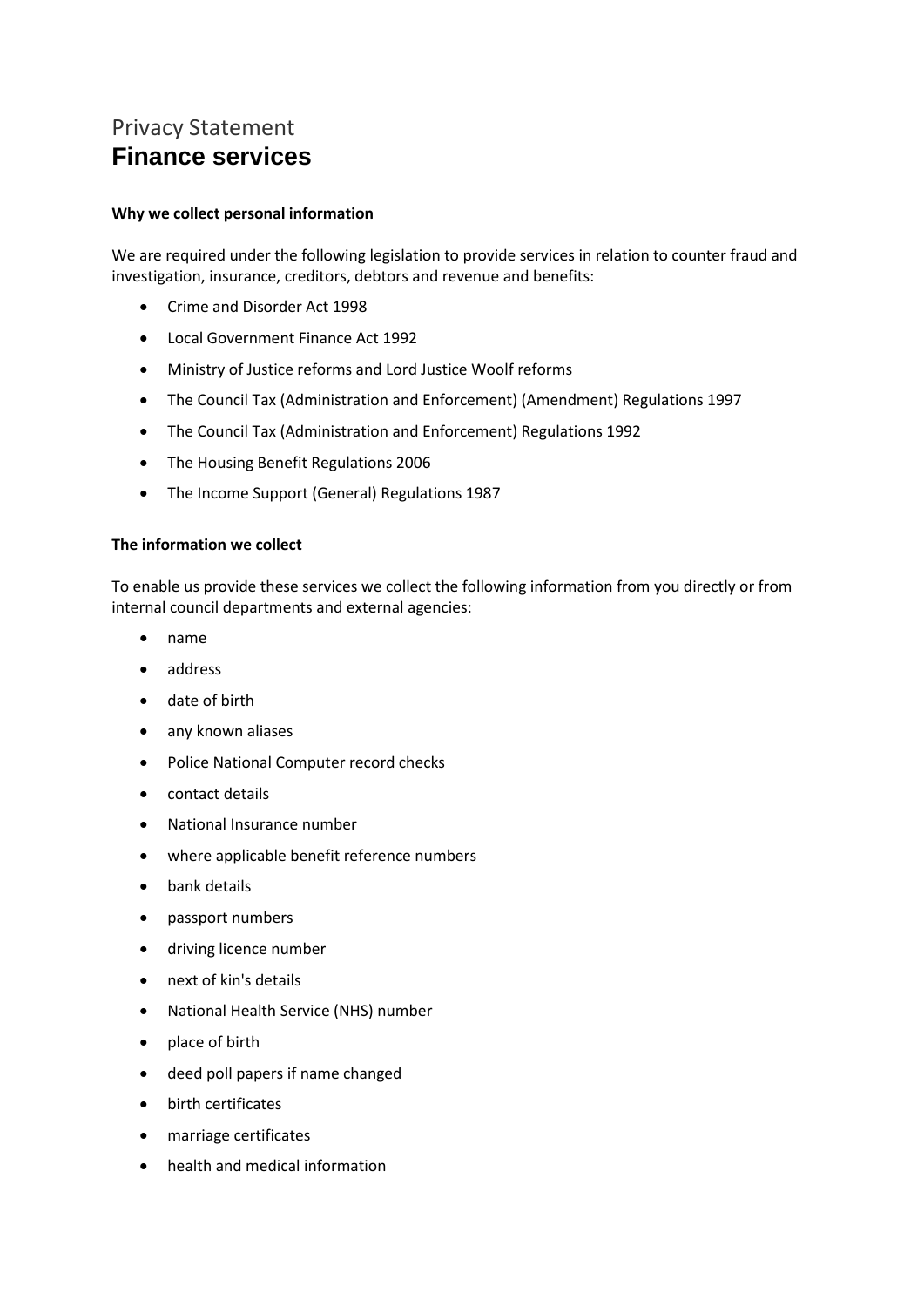# Privacy Statement

## Finance services

**Why we collect personal information**

We are required under the following legislation to provide services in relation to counter fraud and investigation, insurance, creditors, debtors and revenue and benefits:

- Crime and Disorder Act 1998
- Local Government Finance Act 1992
- Ministry of Justice reforms and Lord Justice Woolf reforms
- The Council Tax (Administration and Enforcement) (Amendment) Regulations 1997
- The Council Tax (Administration and Enforcement) Regulations 1992
- The Housing Benefit Regulations 2006
- The Income Support (General) Regulations 1987

**The information we collect**

To enable us provide these services we collect the following information from you directly or from internal council departments and external agencies:

- name
- address
- date of birth
- any known aliases
- Police National Computer record checks
- contact details
- National Insurance number
- where applicable benefit reference numbers
- bank details
- passport numbers
- driving licence number
- next of kin's details
- National Health Service (NHS) number
- place of birth
- deed poll papers if name changed
- birth certificates
- marriage certificates
- health and medical information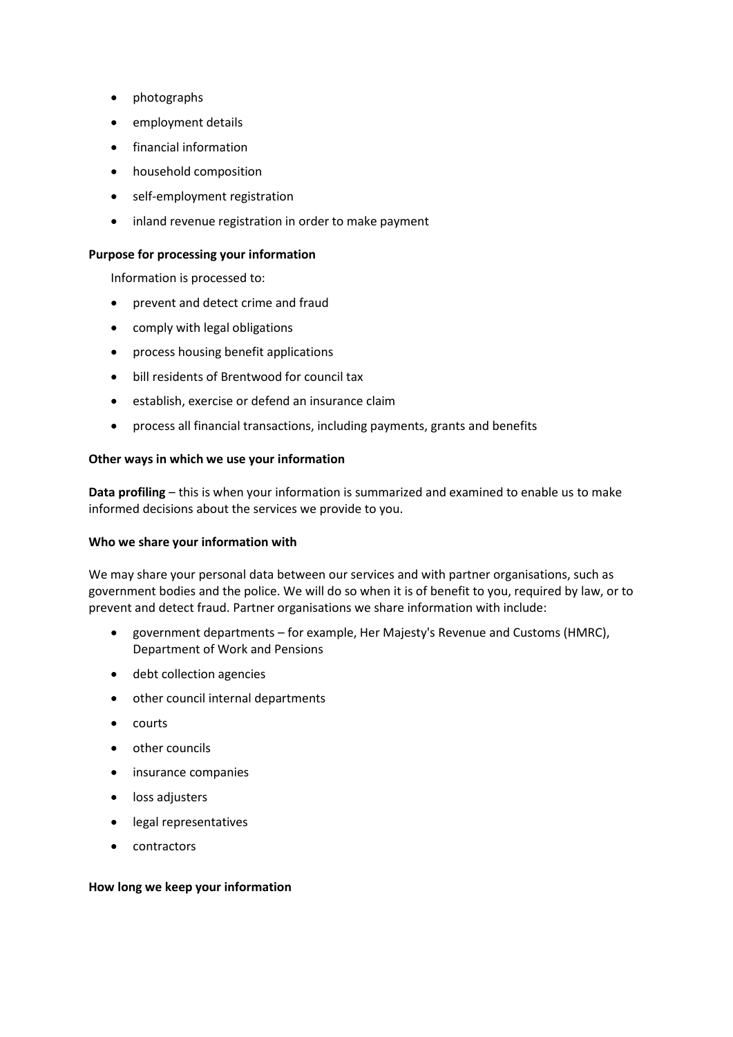- photographs
- employment details
- financial information
- household composition
- self-employment registration
- inland revenue registration in order to make payment

**Purpose for processing your information**

Information is processed to:

- prevent and detect crime and fraud
- comply with legal obligations
- process housing benefit applications
- bill residents of Brentwood for council tax
- establish, exercise or defend an insurance claim
- process all financial transactions, including payments, grants and benefits

**Other ways in which we use your information**

**Data profiling** – this is when your information is summarized and examined to enable us to make informed decisions about the services we provide to you.

**Who we share your information with**

We may share your personal data between our services and with partner organisations, such as government bodies and the police. We will do so when it is of benefit to you, required by law, or to prevent and detect fraud. Partner organisations we share information with include:

- government departments – for example, Her Majesty's Revenue and Customs (HMRC), Department of Work and Pensions
- debt collection agencies
- other council internal departments
- courts
- other councils
- insurance companies
- loss adjusters
- legal representatives
- contractors

**How long we keep your information**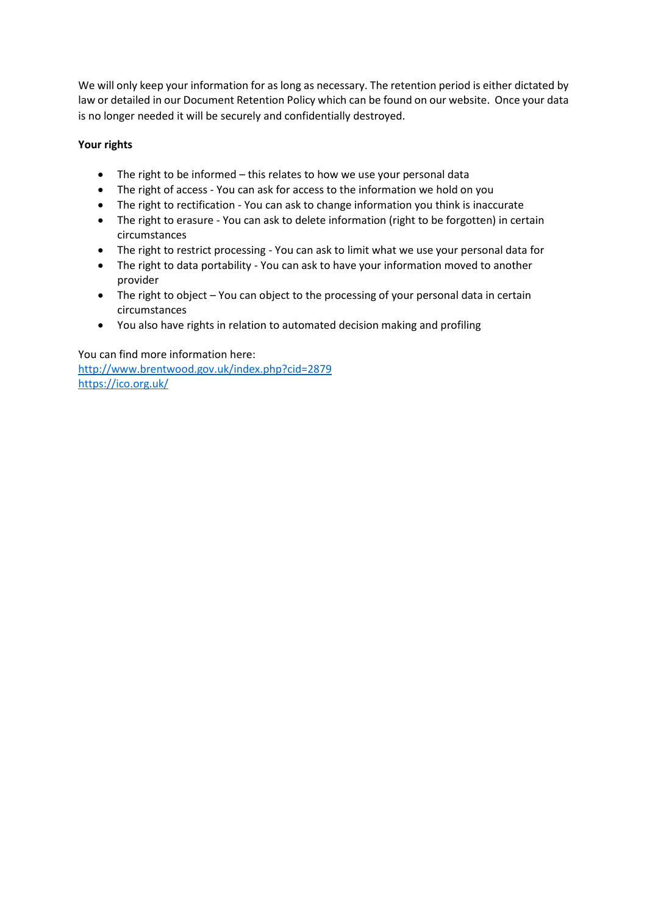We will only keep your information for as long as necessary. The retention period is either dictated by law or detailed in our Document Retention Policy which can be found on our website. Once your data is no longer needed it will be securely and confidentially destroyed.

**Your rights**

- The right to be informed – this relates to how we use your personal data
- The right of access - You can ask for access to the information we hold on you
- The right to rectification - You can ask to change information you think is inaccurate
- The right to erasure - You can ask to delete information (right to be forgotten) in certain circumstances
- The right to restrict processing - You can ask to limit what we use your personal data for
- The right to data portability - You can ask to have your information moved to another provider
- The right to object – You can object to the processing of your personal data in certain circumstances
- You also have rights in relation to automated decision making and profiling

You can find more information here:
http://www.brentwood.gov.uk/index.php?cid=2879
https://ico.org.uk/